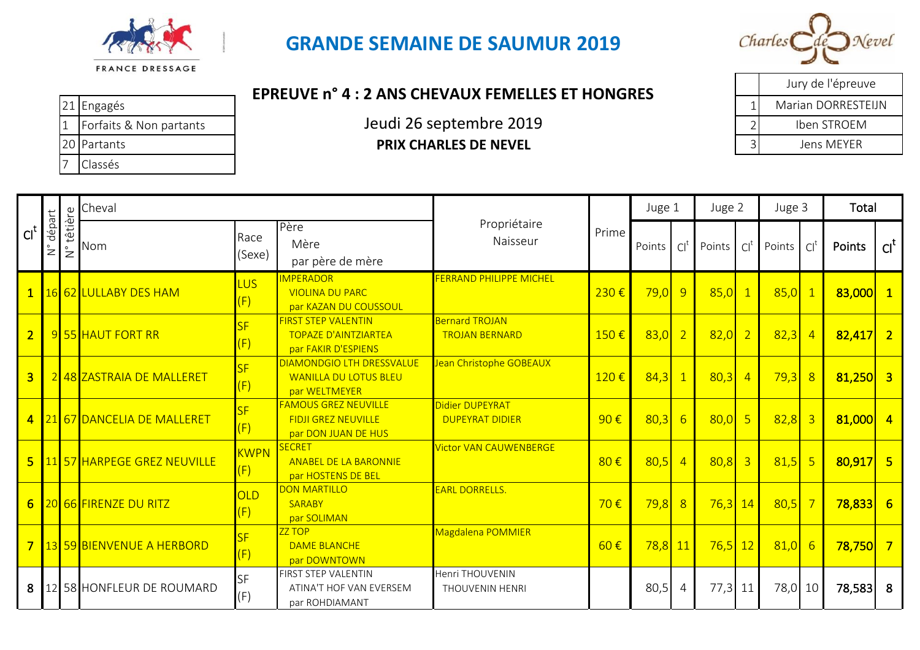FRANCE DRESSAGE

# GRANDE SEMAINE DE SAUMUR 2019

Charles de Nevel

| | |
|---|---|
| 21 | Engagés |
| 1 | Forfaits & Non partants |
| 20 | Partants |
| 7 | Classés |

## EPREUVE n° 4 : 2 ANS CHEVAUX FEMELLES ET HONGRES

Jeudi 26 septembre 2019

**PRIX CHARLES DE NEVEL**

| | Jury de l'épreuve |
|---|---|
| 1 | Marian DORRESTEIJN |
| 2 | Iben STROEM |
| 3 | Jens MEYER |

| Clt | N° départ | N° têtière | Cheval | | | Propriétaire | Prime | Juge 1 | | Juge 2 | | Juge 3 | | Total | |
|---|---|---|---|---|---|---|---|---|---|---|---|---|---|---|---|
| | | | Nom | Race (Sexe) | Père / Mère / par père de mère | Naisseur | | Points | Clt | Points | Clt | Points | Clt | **Points** | **Clt** |
| 1 | 16 | 62 | LULLABY DES HAM | LUS (F) | IMPERADOR / VIOLINA DU PARC / par KAZAN DU COUSSOUL | FERRAND PHILIPPE MICHEL | 230 € | 79,0 | 9 | 85,0 | 1 | 85,0 | 1 | **83,000** | **1** |
| 2 | 9 | 55 | HAUT FORT RR | SF (F) | FIRST STEP VALENTIN / TOPAZE D'AINTZIARTEA / par FAKIR D'ESPIENS | Bernard TROJAN / TROJAN BERNARD | 150 € | 83,0 | 2 | 82,0 | 2 | 82,3 | 4 | **82,417** | **2** |
| 3 | 2 | 48 | ZASTRAIA DE MALLERET | SF (F) | DIAMONDGIO LTH DRESSVALUE / WANILLA DU LOTUS BLEU / par WELTMEYER | Jean Christophe GOBEAUX | 120 € | 84,3 | 1 | 80,3 | 4 | 79,3 | 8 | **81,250** | **3** |
| 4 | 21 | 67 | DANCELIA DE MALLERET | SF (F) | FAMOUS GREZ NEUVILLE / FIDJI GREZ NEUVILLE / par DON JUAN DE HUS | Didier DUPEYRAT / DUPEYRAT DIDIER | 90 € | 80,3 | 6 | 80,0 | 5 | 82,8 | 3 | **81,000** | **4** |
| 5 | 11 | 57 | HARPEGE GREZ NEUVILLE | KWPN (F) | SECRET / ANABEL DE LA BARONNIE / par HOSTENS DE BEL | Victor VAN CAUWENBERGE | 80 € | 80,5 | 4 | 80,8 | 3 | 81,5 | 5 | **80,917** | **5** |
| 6 | 20 | 66 | FIRENZE DU RITZ | OLD (F) | DON MARTILLO / SARABY / par SOLIMAN | EARL DORRELLS. | 70 € | 79,8 | 8 | 76,3 | 14 | 80,5 | 7 | **78,833** | **6** |
| 7 | 13 | 59 | BIENVENUE A HERBORD | SF (F) | ZZ TOP / DAME BLANCHE / par DOWNTOWN | Magdalena POMMIER | 60 € | 78,8 | 11 | 76,5 | 12 | 81,0 | 6 | **78,750** | **7** |
| 8 | 12 | 58 | HONFLEUR DE ROUMARD | SF (F) | FIRST STEP VALENTIN / ATINA'T HOF VAN EVERSEM / par ROHDIAMANT | Henri THOUVENIN / THOUVENIN HENRI | | 80,5 | 4 | 77,3 | 11 | 78,0 | 10 | **78,583** | **8** |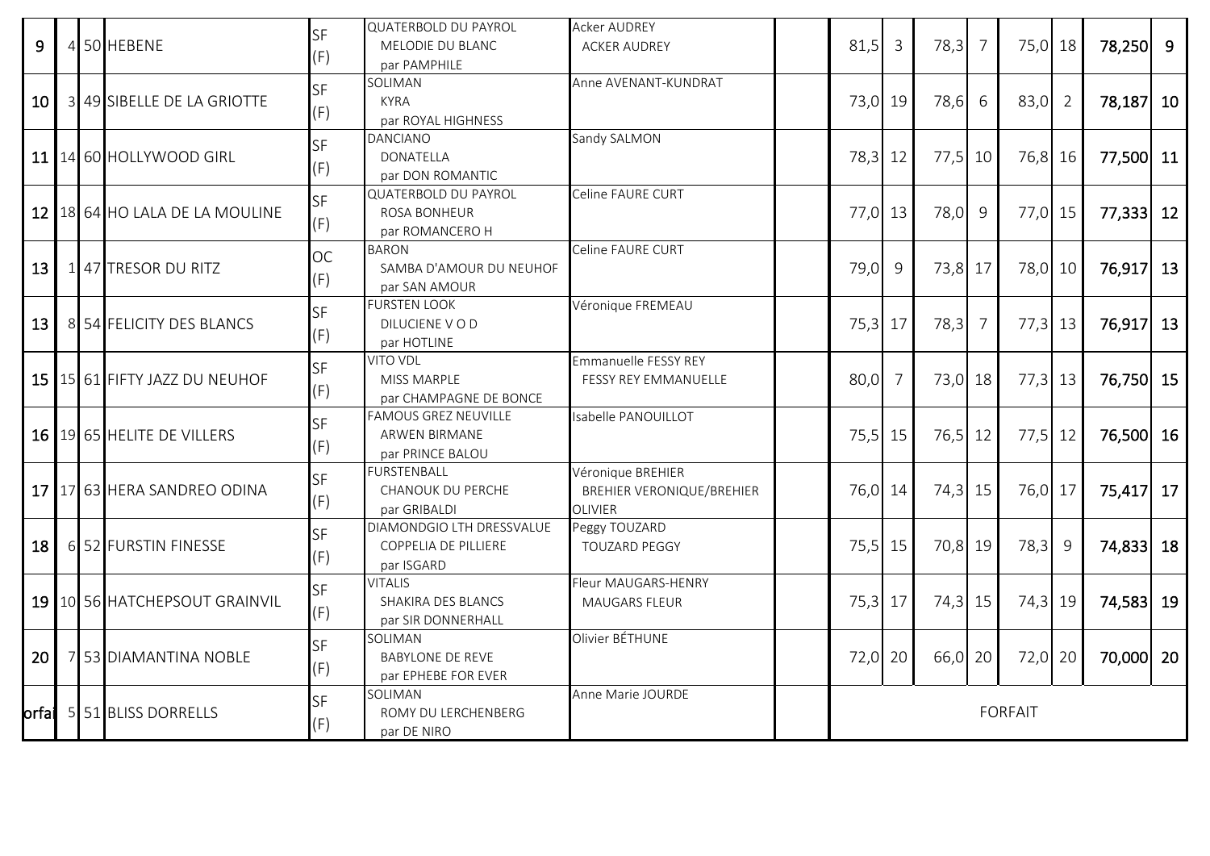| | | | | | | | | | | | | | | | | |
|---|---|---|---|---|---|---|---|---|---|---|---|---|---|---|---|---|
| 9 | 4 | 50 | HEBENE | SF (F) | QUATERBOLD DU PAYROL<br>MELODIE DU BLANC<br>par PAMPHILE | Acker AUDREY<br>ACKER AUDREY | | 81,5 | 3 | 78,3 | 7 | 75,0 | 18 | 78,250 | 9 |
| 10 | 3 | 49 | SIBELLE DE LA GRIOTTE | SF (F) | SOLIMAN<br>KYRA<br>par ROYAL HIGHNESS | Anne AVENANT-KUNDRAT | | 73,0 | 19 | 78,6 | 6 | 83,0 | 2 | 78,187 | 10 |
| 11 | 14 | 60 | HOLLYWOOD GIRL | SF (F) | DANCIANO<br>DONATELLA<br>par DON ROMANTIC | Sandy SALMON | | 78,3 | 12 | 77,5 | 10 | 76,8 | 16 | 77,500 | 11 |
| 12 | 18 | 64 | HO LALA DE LA MOULINE | SF (F) | QUATERBOLD DU PAYROL<br>ROSA BONHEUR<br>par ROMANCERO H | Celine FAURE CURT | | 77,0 | 13 | 78,0 | 9 | 77,0 | 15 | 77,333 | 12 |
| 13 | 1 | 47 | TRESOR DU RITZ | OC (F) | BARON<br>SAMBA D'AMOUR DU NEUHOF<br>par SAN AMOUR | Celine FAURE CURT | | 79,0 | 9 | 73,8 | 17 | 78,0 | 10 | 76,917 | 13 |
| 13 | 8 | 54 | FELICITY DES BLANCS | SF (F) | FURSTEN LOOK<br>DILUCIENE V O D<br>par HOTLINE | Véronique FREMEAU | | 75,3 | 17 | 78,3 | 7 | 77,3 | 13 | 76,917 | 13 |
| 15 | 15 | 61 | FIFTY JAZZ DU NEUHOF | SF (F) | VITO VDL<br>MISS MARPLE<br>par CHAMPAGNE DE BONCE | Emmanuelle FESSY REY<br>FESSY REY EMMANUELLE | | 80,0 | 7 | 73,0 | 18 | 77,3 | 13 | 76,750 | 15 |
| 16 | 19 | 65 | HELITE DE VILLERS | SF (F) | FAMOUS GREZ NEUVILLE<br>ARWEN BIRMANE<br>par PRINCE BALOU | Isabelle PANOUILLOT | | 75,5 | 15 | 76,5 | 12 | 77,5 | 12 | 76,500 | 16 |
| 17 | 17 | 63 | HERA SANDREO ODINA | SF (F) | FURSTENBALL<br>CHANOUK DU PERCHE<br>par GRIBALDI | Véronique BREHIER<br>BREHIER VERONIQUE/BREHIER OLIVIER | | 76,0 | 14 | 74,3 | 15 | 76,0 | 17 | 75,417 | 17 |
| 18 | 6 | 52 | FURSTIN FINESSE | SF (F) | DIAMONDGIO LTH DRESSVALUE<br>COPPELIA DE PILLIERE<br>par ISGARD | Peggy TOUZARD<br>TOUZARD PEGGY | | 75,5 | 15 | 70,8 | 19 | 78,3 | 9 | 74,833 | 18 |
| 19 | 10 | 56 | HATCHEPSOUT GRAINVIL | SF (F) | VITALIS<br>SHAKIRA DES BLANCS<br>par SIR DONNERHALL | Fleur MAUGARS-HENRY<br>MAUGARS FLEUR | | 75,3 | 17 | 74,3 | 15 | 74,3 | 19 | 74,583 | 19 |
| 20 | 7 | 53 | DIAMANTINA NOBLE | SF (F) | SOLIMAN<br>BABYLONE DE REVE<br>par EPHEBE FOR EVER | Olivier BÉTHUNE | | 72,0 | 20 | 66,0 | 20 | 72,0 | 20 | 70,000 | 20 |
| orfai | 5 | 51 | BLISS DORRELLS | SF (F) | SOLIMAN<br>ROMY DU LERCHENBERG<br>par DE NIRO | Anne Marie JOURDE | | FORFAIT | | | | | | | |